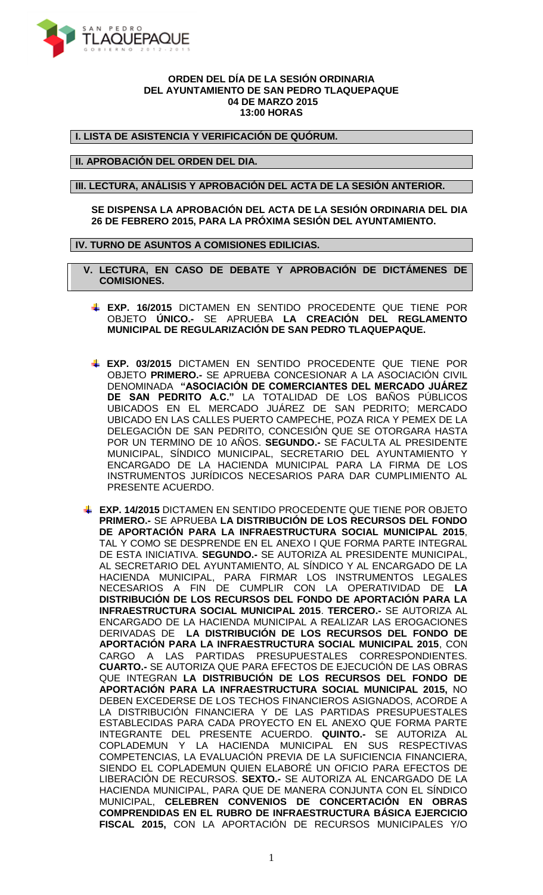**ORDEN DEL DÍA DE LA SESIÓN ORDINARIA**
**DEL AYUNTAMIENTO DE SAN PEDRO TLAQUEPAQUE**
**04 DE MARZO 2015**
**13:00 HORAS**

## I. LISTA DE ASISTENCIA Y VERIFICACIÓN DE QUÓRUM.

## II. APROBACIÓN DEL ORDEN DEL DIA.

## III. LECTURA, ANÁLISIS Y APROBACIÓN DEL ACTA DE LA SESIÓN ANTERIOR.

**SE DISPENSA LA APROBACIÓN DEL ACTA DE LA SESIÓN ORDINARIA DEL DIA 26 DE FEBRERO 2015, PARA LA PRÓXIMA SESIÓN DEL AYUNTAMIENTO.**

## IV. TURNO DE ASUNTOS A COMISIONES EDILICIAS.

## V. LECTURA, EN CASO DE DEBATE Y APROBACIÓN DE DICTÁMENES DE COMISIONES.

- **EXP. 16/2015** DICTAMEN EN SENTIDO PROCEDENTE QUE TIENE POR OBJETO **ÚNICO.-** SE APRUEBA **LA CREACIÓN DEL REGLAMENTO MUNICIPAL DE REGULARIZACIÓN DE SAN PEDRO TLAQUEPAQUE.**

- **EXP. 03/2015** DICTAMEN EN SENTIDO PROCEDENTE QUE TIENE POR OBJETO **PRIMERO.-** SE APRUEBA CONCESIONAR A LA ASOCIACIÓN CIVIL DENOMINADA **"ASOCIACIÓN DE COMERCIANTES DEL MERCADO JUÁREZ DE SAN PEDRITO A.C."** LA TOTALIDAD DE LOS BAÑOS PÚBLICOS UBICADOS EN EL MERCADO JUÁREZ DE SAN PEDRITO; MERCADO UBICADO EN LAS CALLES PUERTO CAMPECHE, POZA RICA Y PEMEX DE LA DELEGACIÓN DE SAN PEDRITO, CONCESIÓN QUE SE OTORGARA HASTA POR UN TERMINO DE 10 AÑOS. **SEGUNDO.-** SE FACULTA AL PRESIDENTE MUNICIPAL, SÍNDICO MUNICIPAL, SECRETARIO DEL AYUNTAMIENTO Y ENCARGADO DE LA HACIENDA MUNICIPAL PARA LA FIRMA DE LOS INSTRUMENTOS JURÍDICOS NECESARIOS PARA DAR CUMPLIMIENTO AL PRESENTE ACUERDO.

- **EXP. 14/2015** DICTAMEN EN SENTIDO PROCEDENTE QUE TIENE POR OBJETO **PRIMERO.-** SE APRUEBA **LA DISTRIBUCIÓN DE LOS RECURSOS DEL FONDO DE APORTACIÓN PARA LA INFRAESTRUCTURA SOCIAL MUNICIPAL 2015**, TAL Y COMO SE DESPRENDE EN EL ANEXO I QUE FORMA PARTE INTEGRAL DE ESTA INICIATIVA. **SEGUNDO.-** SE AUTORIZA AL PRESIDENTE MUNICIPAL, AL SECRETARIO DEL AYUNTAMIENTO, AL SÍNDICO Y AL ENCARGADO DE LA HACIENDA MUNICIPAL, PARA FIRMAR LOS INSTRUMENTOS LEGALES NECESARIOS A FIN DE CUMPLIR CON LA OPERATIVIDAD DE **LA DISTRIBUCIÓN DE LOS RECURSOS DEL FONDO DE APORTACIÓN PARA LA INFRAESTRUCTURA SOCIAL MUNICIPAL 2015**. **TERCERO.-** SE AUTORIZA AL ENCARGADO DE LA HACIENDA MUNICIPAL A REALIZAR LAS EROGACIONES DERIVADAS DE **LA DISTRIBUCIÓN DE LOS RECURSOS DEL FONDO DE APORTACIÓN PARA LA INFRAESTRUCTURA SOCIAL MUNICIPAL 2015**, CON CARGO A LAS PARTIDAS PRESUPUESTALES CORRESPONDIENTES. **CUARTO.-** SE AUTORIZA QUE PARA EFECTOS DE EJECUCIÓN DE LAS OBRAS QUE INTEGRAN **LA DISTRIBUCIÓN DE LOS RECURSOS DEL FONDO DE APORTACIÓN PARA LA INFRAESTRUCTURA SOCIAL MUNICIPAL 2015,** NO DEBEN EXCEDERSE DE LOS TECHOS FINANCIEROS ASIGNADOS, ACORDE A LA DISTRIBUCIÓN FINANCIERA Y DE LAS PARTIDAS PRESUPUESTALES ESTABLECIDAS PARA CADA PROYECTO EN EL ANEXO QUE FORMA PARTE INTEGRANTE DEL PRESENTE ACUERDO. **QUINTO.-** SE AUTORIZA AL COPLADEMUN Y LA HACIENDA MUNICIPAL EN SUS RESPECTIVAS COMPETENCIAS, LA EVALUACIÓN PREVIA DE LA SUFICIENCIA FINANCIERA, SIENDO EL COPLADEMUN QUIEN ELABORÉ UN OFICIO PARA EFECTOS DE LIBERACIÓN DE RECURSOS. **SEXTO.-** SE AUTORIZA AL ENCARGADO DE LA HACIENDA MUNICIPAL, PARA QUE DE MANERA CONJUNTA CON EL SÍNDICO MUNICIPAL, **CELEBREN CONVENIOS DE CONCERTACIÓN EN OBRAS COMPRENDIDAS EN EL RUBRO DE INFRAESTRUCTURA BÁSICA EJERCICIO FISCAL 2015,** CON LA APORTACIÓN DE RECURSOS MUNICIPALES Y/O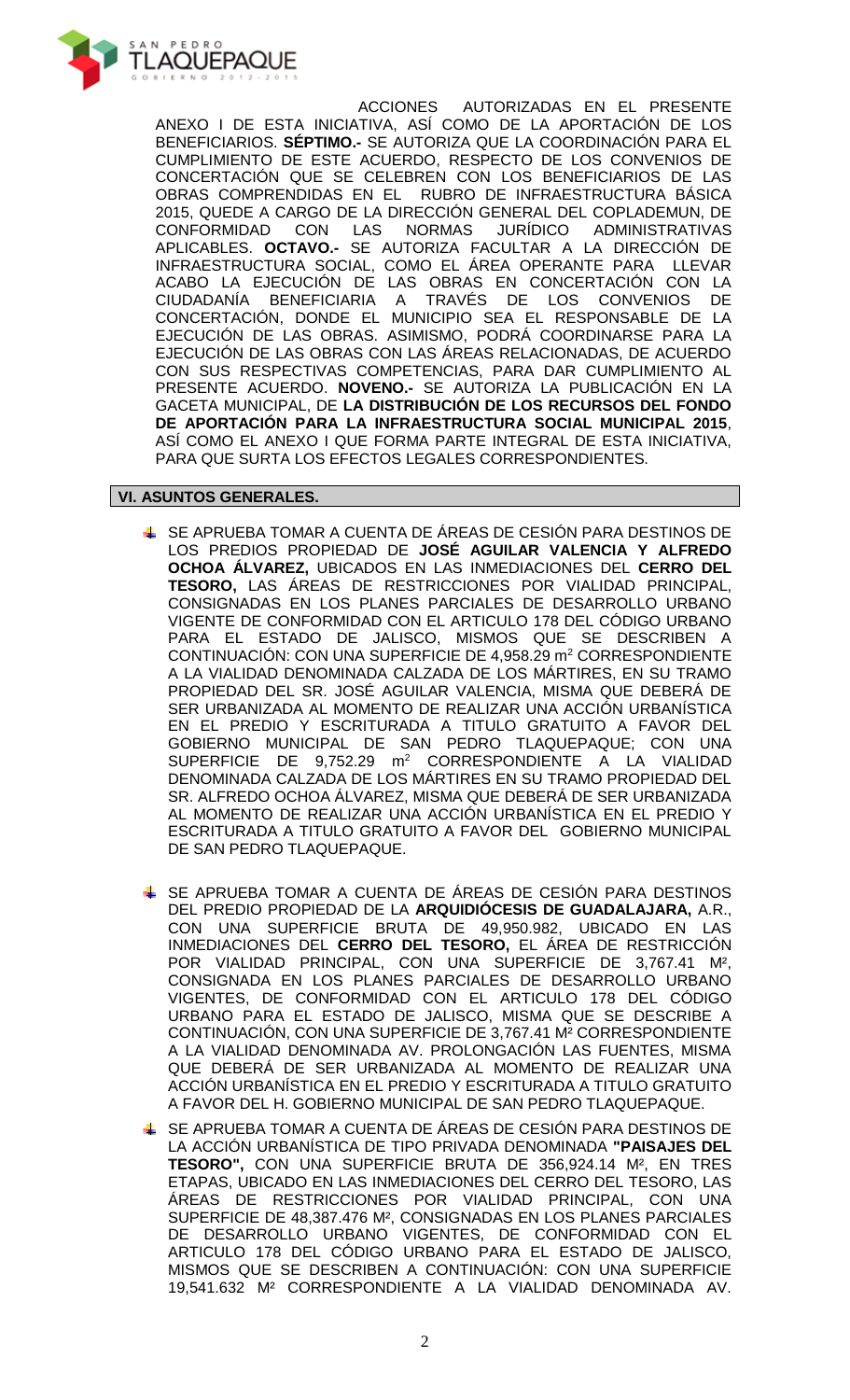ACCIONES AUTORIZADAS EN EL PRESENTE ANEXO I DE ESTA INICIATIVA, ASÍ COMO DE LA APORTACIÓN DE LOS BENEFICIARIOS. **SÉPTIMO.-** SE AUTORIZA QUE LA COORDINACIÓN PARA EL CUMPLIMIENTO DE ESTE ACUERDO, RESPECTO DE LOS CONVENIOS DE CONCERTACIÓN QUE SE CELEBREN CON LOS BENEFICIARIOS DE LAS OBRAS COMPRENDIDAS EN EL RUBRO DE INFRAESTRUCTURA BÁSICA 2015, QUEDE A CARGO DE LA DIRECCIÓN GENERAL DEL COPLADEMUN, DE CONFORMIDAD CON LAS NORMAS JURÍDICO ADMINISTRATIVAS APLICABLES. **OCTAVO.-** SE AUTORIZA FACULTAR A LA DIRECCIÓN DE INFRAESTRUCTURA SOCIAL, COMO EL ÁREA OPERANTE PARA LLEVAR ACABO LA EJECUCIÓN DE LAS OBRAS EN CONCERTACIÓN CON LA CIUDADANÍA BENEFICIARIA A TRAVÉS DE LOS CONVENIOS DE CONCERTACIÓN, DONDE EL MUNICIPIO SEA EL RESPONSABLE DE LA EJECUCIÓN DE LAS OBRAS. ASIMISMO, PODRÁ COORDINARSE PARA LA EJECUCIÓN DE LAS OBRAS CON LAS ÁREAS RELACIONADAS, DE ACUERDO CON SUS RESPECTIVAS COMPETENCIAS, PARA DAR CUMPLIMIENTO AL PRESENTE ACUERDO. **NOVENO.-** SE AUTORIZA LA PUBLICACIÓN EN LA GACETA MUNICIPAL, DE **LA DISTRIBUCIÓN DE LOS RECURSOS DEL FONDO DE APORTACIÓN PARA LA INFRAESTRUCTURA SOCIAL MUNICIPAL 2015**, ASÍ COMO EL ANEXO I QUE FORMA PARTE INTEGRAL DE ESTA INICIATIVA, PARA QUE SURTA LOS EFECTOS LEGALES CORRESPONDIENTES.

## VI. ASUNTOS GENERALES.

- SE APRUEBA TOMAR A CUENTA DE ÁREAS DE CESIÓN PARA DESTINOS DE LOS PREDIOS PROPIEDAD DE **JOSÉ AGUILAR VALENCIA Y ALFREDO OCHOA ÁLVAREZ,** UBICADOS EN LAS INMEDIACIONES DEL **CERRO DEL TESORO,** LAS ÁREAS DE RESTRICCIONES POR VIALIDAD PRINCIPAL, CONSIGNADAS EN LOS PLANES PARCIALES DE DESARROLLO URBANO VIGENTE DE CONFORMIDAD CON EL ARTICULO 178 DEL CÓDIGO URBANO PARA EL ESTADO DE JALISCO, MISMOS QUE SE DESCRIBEN A CONTINUACIÓN: CON UNA SUPERFICIE DE 4,958.29 m$^2$ CORRESPONDIENTE A LA VIALIDAD DENOMINADA CALZADA DE LOS MÁRTIRES, EN SU TRAMO PROPIEDAD DEL SR. JOSÉ AGUILAR VALENCIA, MISMA QUE DEBERÁ DE SER URBANIZADA AL MOMENTO DE REALIZAR UNA ACCIÓN URBANÍSTICA EN EL PREDIO Y ESCRITURADA A TITULO GRATUITO A FAVOR DEL GOBIERNO MUNICIPAL DE SAN PEDRO TLAQUEPAQUE; CON UNA SUPERFICIE DE 9,752.29 m$^2$ CORRESPONDIENTE A LA VIALIDAD DENOMINADA CALZADA DE LOS MÁRTIRES EN SU TRAMO PROPIEDAD DEL SR. ALFREDO OCHOA ÁLVAREZ, MISMA QUE DEBERÁ DE SER URBANIZADA AL MOMENTO DE REALIZAR UNA ACCIÓN URBANÍSTICA EN EL PREDIO Y ESCRITURADA A TITULO GRATUITO A FAVOR DEL GOBIERNO MUNICIPAL DE SAN PEDRO TLAQUEPAQUE.

- SE APRUEBA TOMAR A CUENTA DE ÁREAS DE CESIÓN PARA DESTINOS DEL PREDIO PROPIEDAD DE LA **ARQUIDIÓCESIS DE GUADALAJARA,** A.R., CON UNA SUPERFICIE BRUTA DE 49,950.982, UBICADO EN LAS INMEDIACIONES DEL **CERRO DEL TESORO,** EL ÁREA DE RESTRICCIÓN POR VIALIDAD PRINCIPAL, CON UNA SUPERFICIE DE 3,767.41 M², CONSIGNADA EN LOS PLANES PARCIALES DE DESARROLLO URBANO VIGENTES, DE CONFORMIDAD CON EL ARTICULO 178 DEL CÓDIGO URBANO PARA EL ESTADO DE JALISCO, MISMA QUE SE DESCRIBE A CONTINUACIÓN, CON UNA SUPERFICIE DE 3,767.41 M² CORRESPONDIENTE A LA VIALIDAD DENOMINADA AV. PROLONGACIÓN LAS FUENTES, MISMA QUE DEBERÁ DE SER URBANIZADA AL MOMENTO DE REALIZAR UNA ACCIÓN URBANÍSTICA EN EL PREDIO Y ESCRITURADA A TITULO GRATUITO A FAVOR DEL H. GOBIERNO MUNICIPAL DE SAN PEDRO TLAQUEPAQUE.

- SE APRUEBA TOMAR A CUENTA DE ÁREAS DE CESIÓN PARA DESTINOS DE LA ACCIÓN URBANÍSTICA DE TIPO PRIVADA DENOMINADA **"PAISAJES DEL TESORO",** CON UNA SUPERFICIE BRUTA DE 356,924.14 M², EN TRES ETAPAS, UBICADO EN LAS INMEDIACIONES DEL CERRO DEL TESORO, LAS ÁREAS DE RESTRICCIONES POR VIALIDAD PRINCIPAL, CON UNA SUPERFICIE DE 48,387.476 M², CONSIGNADAS EN LOS PLANES PARCIALES DE DESARROLLO URBANO VIGENTES, DE CONFORMIDAD CON EL ARTICULO 178 DEL CÓDIGO URBANO PARA EL ESTADO DE JALISCO, MISMOS QUE SE DESCRIBEN A CONTINUACIÓN: CON UNA SUPERFICIE 19,541.632 M² CORRESPONDIENTE A LA VIALIDAD DENOMINADA AV.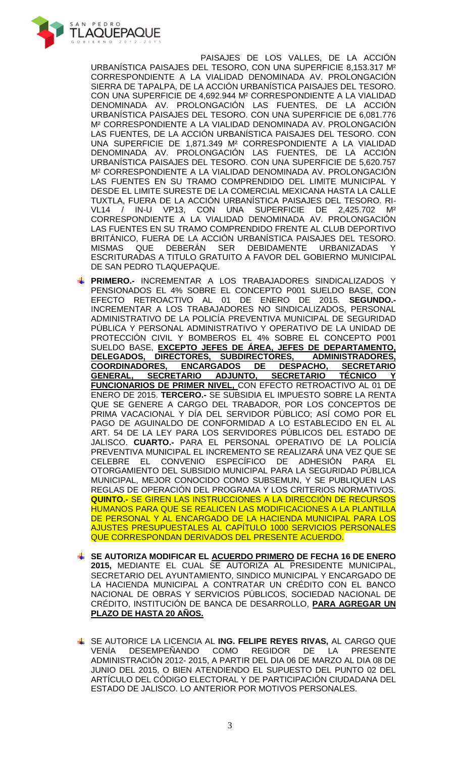PAISAJES DE LOS VALLES, DE LA ACCIÓN URBANÍSTICA PAISAJES DEL TESORO, CON UNA SUPERFICIE 8,153.317 M² CORRESPONDIENTE A LA VIALIDAD DENOMINADA AV. PROLONGACIÓN SIERRA DE TAPALPA, DE LA ACCIÓN URBANÍSTICA PAISAJES DEL TESORO. CON UNA SUPERFICIE DE 4,692.944 M² CORRESPONDIENTE A LA VIALIDAD DENOMINADA AV. PROLONGACIÓN LAS FUENTES, DE LA ACCIÓN URBANÍSTICA PAISAJES DEL TESORO. CON UNA SUPERFICIE DE 6,081.776 M² CORRESPONDIENTE A LA VIALIDAD DENOMINADA AV. PROLONGACIÓN LAS FUENTES, DE LA ACCIÓN URBANÍSTICA PAISAJES DEL TESORO. CON UNA SUPERFICIE DE 1,871.349 M² CORRESPONDIENTE A LA VIALIDAD DENOMINADA AV. PROLONGACIÓN LAS FUENTES, DE LA ACCIÓN URBANÍSTICA PAISAJES DEL TESORO. CON UNA SUPERFICIE DE 5,620.757 M² CORRESPONDIENTE A LA VIALIDAD DENOMINADA AV. PROLONGACIÓN LAS FUENTES EN SU TRAMO COMPRENDIDO DEL LIMITE MUNICIPAL Y DESDE EL LIMITE SURESTE DE LA COMERCIAL MEXICANA HASTA LA CALLE TUXTLA, FUERA DE LA ACCIÓN URBANÍSTICA PAISAJES DEL TESORO. RI-VL14 / IN-U VP13, CON UNA SUPERFICIE DE 2,425.702 M² CORRESPONDIENTE A LA VIALIDAD DENOMINADA AV. PROLONGACIÓN LAS FUENTES EN SU TRAMO COMPRENDIDO FRENTE AL CLUB DEPORTIVO BRITÁNICO, FUERA DE LA ACCIÓN URBANÍSTICA PAISAJES DEL TESORO. MISMAS QUE DEBERÁN SER DEBIDAMENTE URBANIZADAS Y ESCRITURADAS A TITULO GRATUITO A FAVOR DEL GOBIERNO MUNICIPAL DE SAN PEDRO TLAQUEPAQUE.

- **PRIMERO.-** INCREMENTAR A LOS TRABAJADORES SINDICALIZADOS Y PENSIONADOS EL 4% SOBRE EL CONCEPTO P001 SUELDO BASE, CON EFECTO RETROACTIVO AL 01 DE ENERO DE 2015. **SEGUNDO.-** INCREMENTAR A LOS TRABAJADORES NO SINDICALIZADOS, PERSONAL ADMINISTRATIVO DE LA POLICÍA PREVENTIVA MUNICIPAL DE SEGURIDAD PÚBLICA Y PERSONAL ADMINISTRATIVO Y OPERATIVO DE LA UNIDAD DE PROTECCIÓN CIVIL Y BOMBEROS EL 4% SOBRE EL CONCEPTO P001 SUELDO BASE, **EXCEPTO JEFES DE ÁREA, JEFES DE DEPARTAMENTO, DELEGADOS, DIRECTORES, SUBDIRECTORES, ADMINISTRADORES, COORDINADORES, ENCARGADOS DE DESPACHO, SECRETARIO GENERAL, SECRETARIO ADJUNTO, SECRETARIO TÉCNICO Y FUNCIONARIOS DE PRIMER NIVEL,** CON EFECTO RETROACTIVO AL 01 DE ENERO DE 2015. **TERCERO.-** SE SUBSIDIA EL IMPUESTO SOBRE LA RENTA QUE SE GENERE A CARGO DEL TRABADOR, POR LOS CONCEPTOS DE PRIMA VACACIONAL Y DÍA DEL SERVIDOR PÚBLICO; ASÍ COMO POR EL PAGO DE AGUINALDO DE CONFORMIDAD A LO ESTABLECIDO EN EL AL ART. 54 DE LA LEY PARA LOS SERVIDORES PÚBLICOS DEL ESTADO DE JALISCO. **CUARTO.-** PARA EL PERSONAL OPERATIVO DE LA POLICÍA PREVENTIVA MUNICIPAL EL INCREMENTO SE REALIZARÁ UNA VEZ QUE SE CELEBRE EL CONVENIO ESPECÍFICO DE ADHESIÓN PARA EL OTORGAMIENTO DEL SUBSIDIO MUNICIPAL PARA LA SEGURIDAD PÚBLICA MUNICIPAL, MEJOR CONOCIDO COMO SUBSEMUN, Y SE PUBLIQUEN LAS REGLAS DE OPERACIÓN DEL PROGRAMA Y LOS CRITERIOS NORMATIVOS. **QUINTO.-** SE GIREN LAS INSTRUCCIONES A LA DIRECCIÓN DE RECURSOS HUMANOS PARA QUE SE REALICEN LAS MODIFICACIONES A LA PLANTILLA DE PERSONAL Y AL ENCARGADO DE LA HACIENDA MUNICIPAL PARA LOS AJUSTES PRESUPUESTALES AL CAPÍTULO 1000 SERVICIOS PERSONALES QUE CORRESPONDAN DERIVADOS DEL PRESENTE ACUERDO.

- **SE AUTORIZA MODIFICAR EL ACUERDO PRIMERO DE FECHA 16 DE ENERO 2015,** MEDIANTE EL CUAL SE AUTORIZA AL PRESIDENTE MUNICIPAL, SECRETARIO DEL AYUNTAMIENTO, SINDICO MUNICIPAL Y ENCARGADO DE LA HACIENDA MUNICIPAL A CONTRATAR UN CRÉDITO CON EL BANCO NACIONAL DE OBRAS Y SERVICIOS PÚBLICOS, SOCIEDAD NACIONAL DE CRÉDITO, INSTITUCIÓN DE BANCA DE DESARROLLO, **PARA AGREGAR UN PLAZO DE HASTA 20 AÑOS.**

- SE AUTORICE LA LICENCIA AL **ING. FELIPE REYES RIVAS,** AL CARGO QUE VENÍA DESEMPEÑANDO COMO REGIDOR DE LA PRESENTE ADMINISTRACIÓN 2012- 2015, A PARTIR DEL DIA 06 DE MARZO AL DIA 08 DE JUNIO DEL 2015, O BIEN ATENDIENDO EL SUPUESTO DEL PUNTO 02 DEL ARTÍCULO DEL CÓDIGO ELECTORAL Y DE PARTICIPACIÓN CIUDADANA DEL ESTADO DE JALISCO. LO ANTERIOR POR MOTIVOS PERSONALES.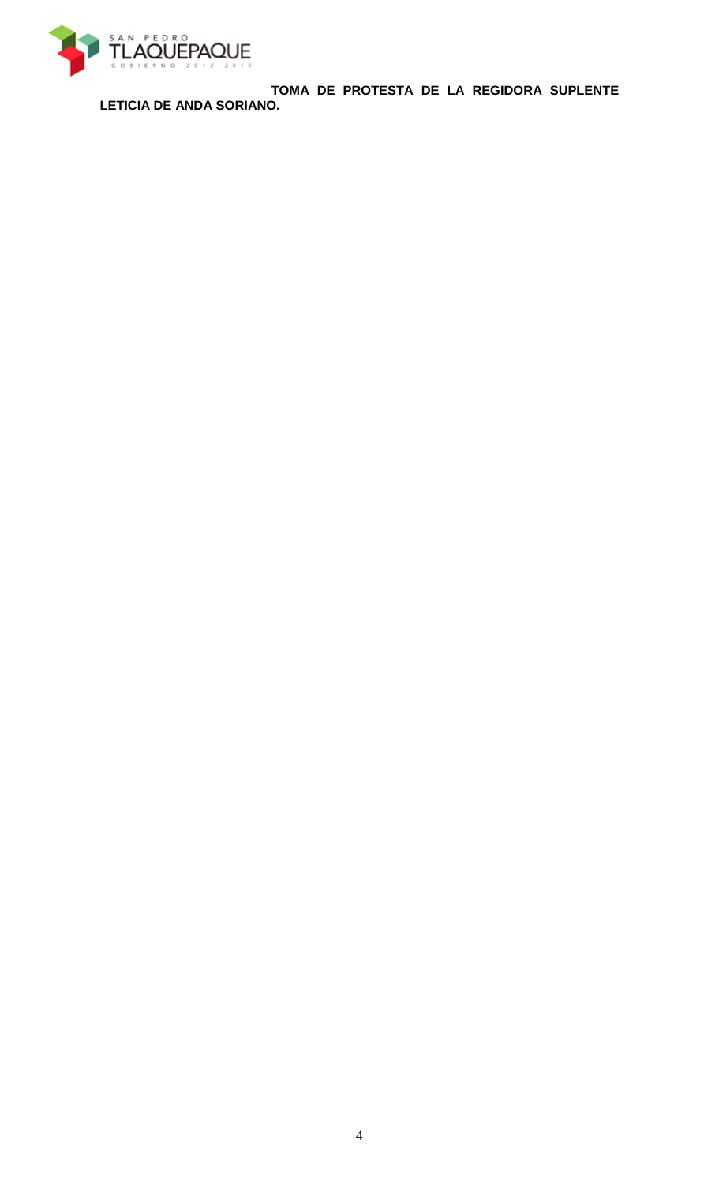**TOMA DE PROTESTA DE LA REGIDORA SUPLENTE LETICIA DE ANDA SORIANO.**